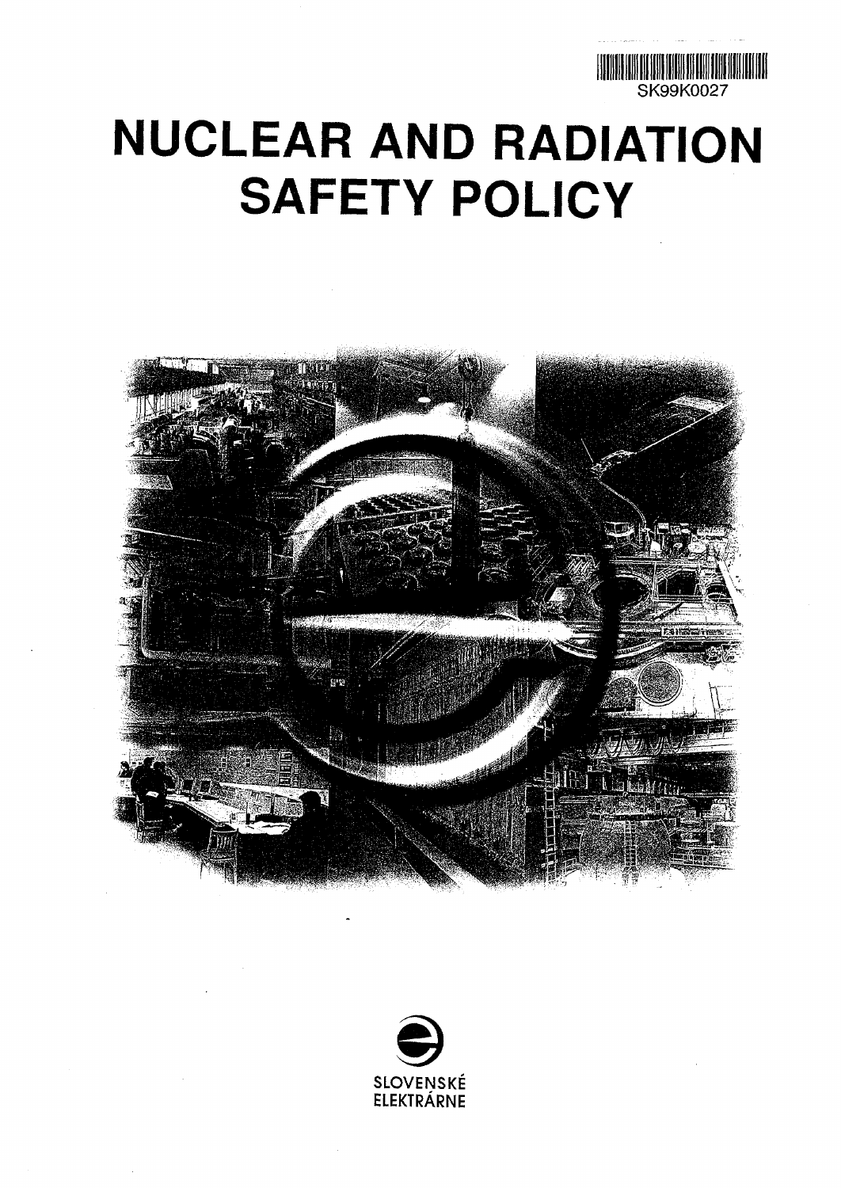SK99K0027

# NUCLEAR AND RADIATION SAFETY POLICY

SLOVENSKÉ ELEKTRÁRNE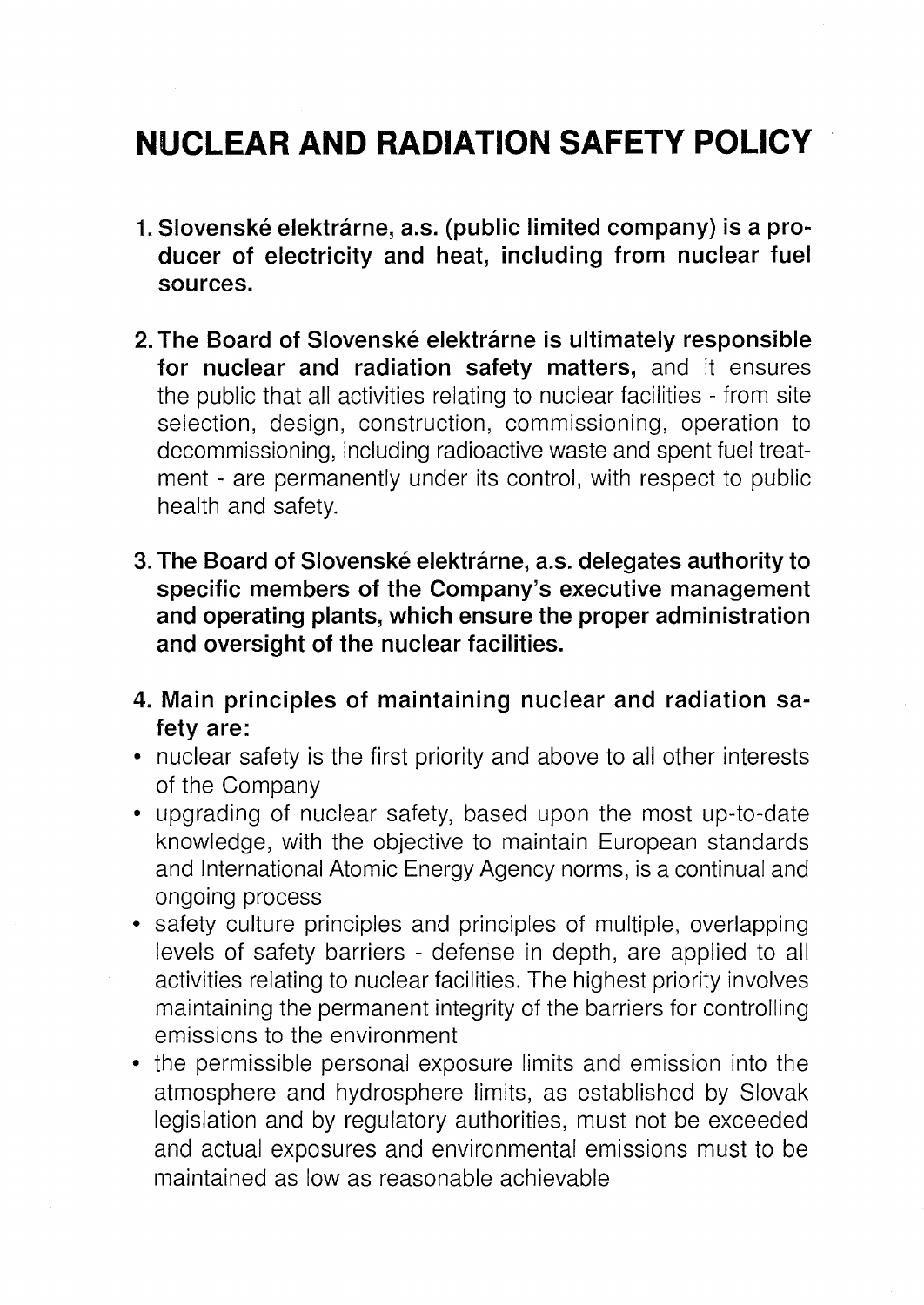# NUCLEAR AND RADIATION SAFETY POLICY

1. **Slovenské elektrárne, a.s. (public limited company) is a producer of electricity and heat, including from nuclear fuel sources.**

2. **The Board of Slovenské elektrárne is ultimately responsible for nuclear and radiation safety matters,** and it ensures the public that all activities relating to nuclear facilities - from site selection, design, construction, commissioning, operation to decommissioning, including radioactive waste and spent fuel treatment - are permanently under its control, with respect to public health and safety.

3. **The Board of Slovenské elektrárne, a.s. delegates authority to specific members of the Company's executive management and operating plants, which ensure the proper administration and oversight of the nuclear facilities.**

4. **Main principles of maintaining nuclear and radiation safety are:**

- nuclear safety is the first priority and above to all other interests of the Company
- upgrading of nuclear safety, based upon the most up-to-date knowledge, with the objective to maintain European standards and International Atomic Energy Agency norms, is a continual and ongoing process
- safety culture principles and principles of multiple, overlapping levels of safety barriers - defense in depth, are applied to all activities relating to nuclear facilities. The highest priority involves maintaining the permanent integrity of the barriers for controlling emissions to the environment
- the permissible personal exposure limits and emission into the atmosphere and hydrosphere limits, as established by Slovak legislation and by regulatory authorities, must not be exceeded and actual exposures and environmental emissions must to be maintained as low as reasonable achievable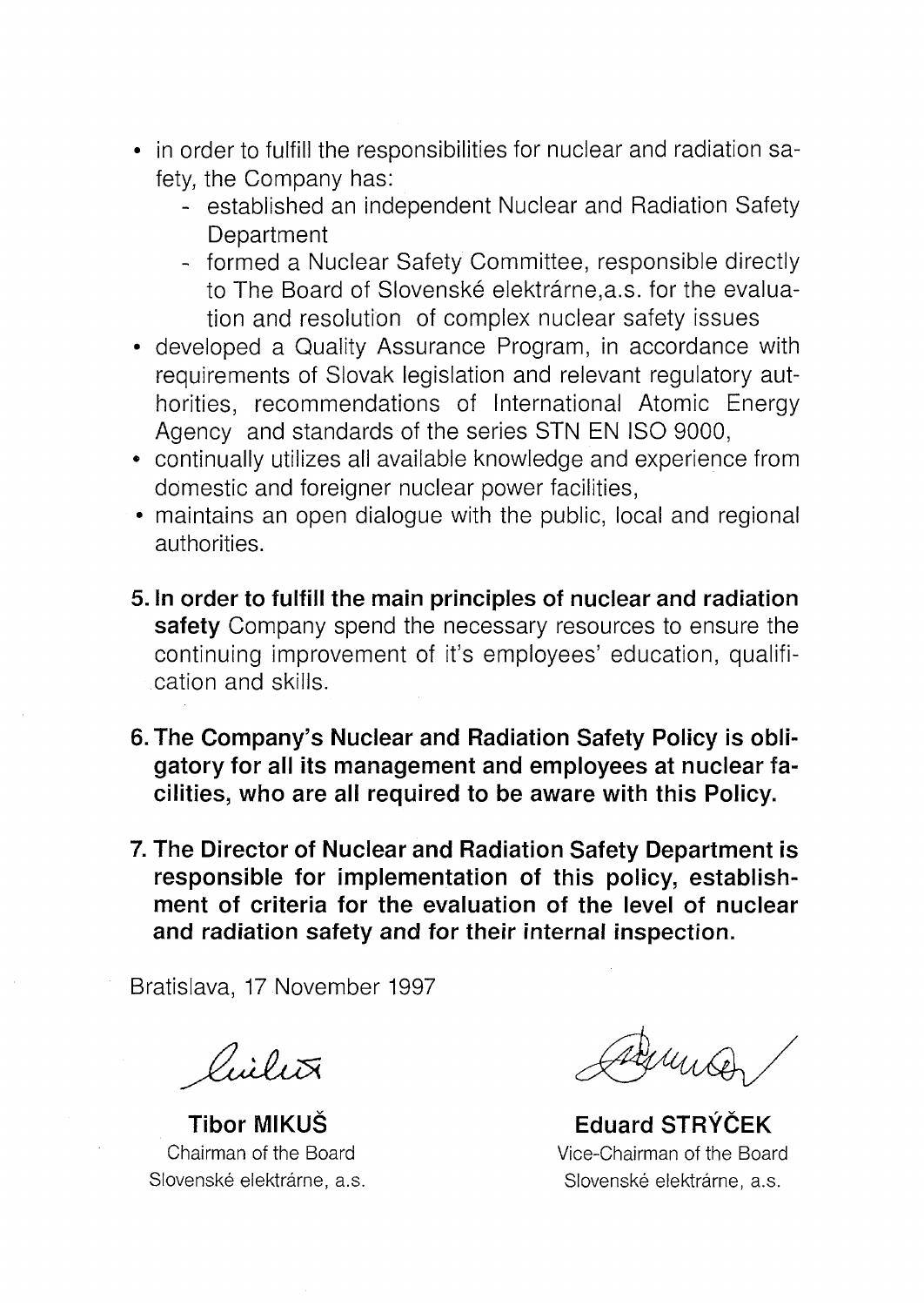- in order to fulfill the responsibilities for nuclear and radiation safety, the Company has:
  - established an independent Nuclear and Radiation Safety Department
  - formed a Nuclear Safety Committee, responsible directly to The Board of Slovenské elektrárne,a.s. for the evaluation and resolution of complex nuclear safety issues
- developed a Quality Assurance Program, in accordance with requirements of Slovak legislation and relevant regulatory authorities, recommendations of International Atomic Energy Agency and standards of the series STN EN ISO 9000,
- continually utilizes all available knowledge and experience from domestic and foreigner nuclear power facilities,
- maintains an open dialogue with the public, local and regional authorities.

5. **In order to fulfill the main principles of nuclear and radiation safety** Company spend the necessary resources to ensure the continuing improvement of it's employees' education, qualification and skills.

6. **The Company's Nuclear and Radiation Safety Policy is obligatory for all its management and employees at nuclear facilities, who are all required to be aware with this Policy.**

7. **The Director of Nuclear and Radiation Safety Department is responsible for implementation of this policy, establishment of criteria for the evaluation of the level of nuclear and radiation safety and for their internal inspection.**

Bratislava, 17 November 1997

**Tibor MIKUŠ**
Chairman of the Board
Slovenské elektrárne, a.s.

**Eduard STRÝČEK**
Vice-Chairman of the Board
Slovenské elektrárne, a.s.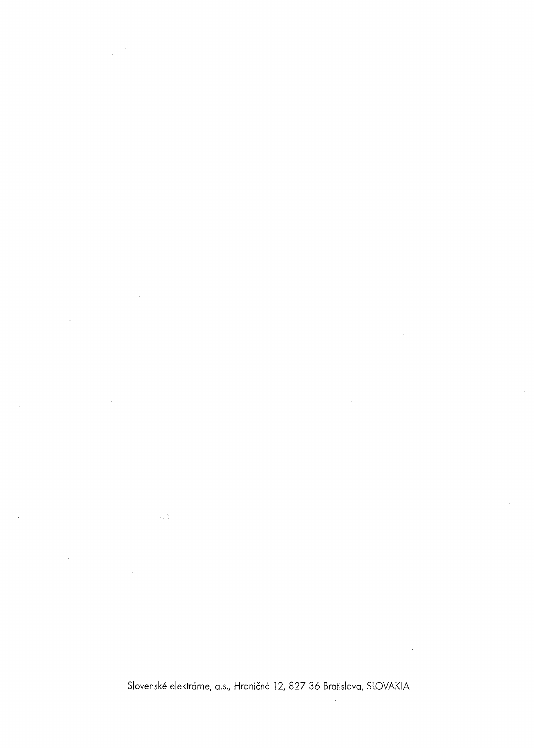Slovenské elektrárne, a.s., Hraničná 12, 827 36 Bratislava, SLOVAKIA